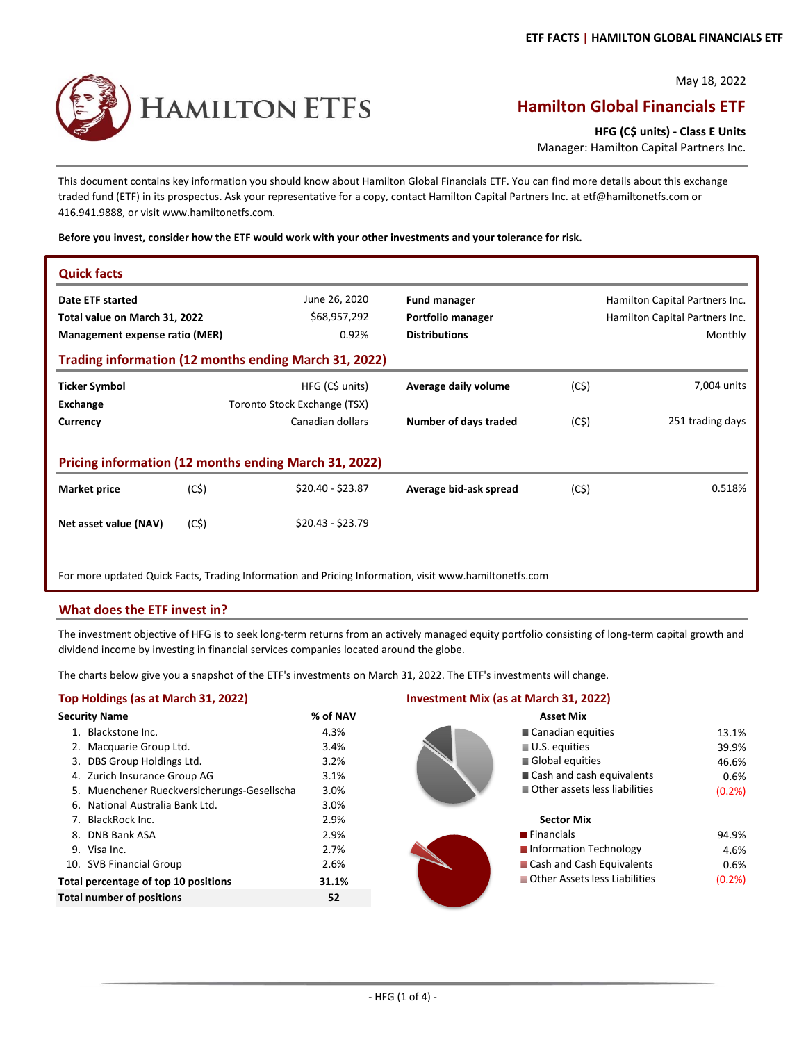May 18, 2022

# Hamilton Global Financials ETF

**HFG (C$ units) - Class E Units**

Manager: Hamilton Capital Partners Inc.

This document contains key information you should know about Hamilton Global Financials ETF. You can find more details about this exchange traded fund (ETF) in its prospectus. Ask your representative for a copy, contact Hamilton Capital Partners Inc. at etf@hamiltonetfs.com or 416.941.9888, or visit www.hamiltonetfs.com.

**Before you invest, consider how the ETF would work with your other investments and your tolerance for risk.**

## Quick facts

| | | | |
|---|---|---|---|
| **Date ETF started** | June 26, 2020 | **Fund manager** | Hamilton Capital Partners Inc. |
| **Total value on March 31, 2022** | $68,957,292 | **Portfolio manager** | Hamilton Capital Partners Inc. |
| **Management expense ratio (MER)** | 0.92% | **Distributions** | Monthly |

### Trading information (12 months ending March 31, 2022)

| | | | | |
|---|---|---|---|---|
| **Ticker Symbol** | HFG (C$ units) | **Average daily volume** | (C$) | 7,004 units |
| **Exchange** | Toronto Stock Exchange (TSX) | | | |
| **Currency** | Canadian dollars | **Number of days traded** | (C$) | 251 trading days |

### Pricing information (12 months ending March 31, 2022)

| | | | | | |
|---|---|---|---|---|---|
| **Market price** | (C$) | $20.40 - $23.87 | **Average bid-ask spread** | (C$) | 0.518% |
| **Net asset value (NAV)** | (C$) | $20.43 - $23.79 | | | |

For more updated Quick Facts, Trading Information and Pricing Information, visit www.hamiltonetfs.com

## What does the ETF invest in?

The investment objective of HFG is to seek long-term returns from an actively managed equity portfolio consisting of long-term capital growth and dividend income by investing in financial services companies located around the globe.

The charts below give you a snapshot of the ETF's investments on March 31, 2022. The ETF's investments will change.

### Top Holdings (as at March 31, 2022)

| Security Name | % of NAV |
|---|---|
| 1. Blackstone Inc. | 4.3% |
| 2. Macquarie Group Ltd. | 3.4% |
| 3. DBS Group Holdings Ltd. | 3.2% |
| 4. Zurich Insurance Group AG | 3.1% |
| 5. Muenchener Rueckversicherungs-Gesellscha | 3.0% |
| 6. National Australia Bank Ltd. | 3.0% |
| 7. BlackRock Inc. | 2.9% |
| 8. DNB Bank ASA | 2.9% |
| 9. Visa Inc. | 2.7% |
| 10. SVB Financial Group | 2.6% |
| **Total percentage of top 10 positions** | **31.1%** |
| **Total number of positions** | **52** |

### Investment Mix (as at March 31, 2022)

**Asset Mix**

| | |
|---|---|
| Canadian equities | 13.1% |
| U.S. equities | 39.9% |
| Global equities | 46.6% |
| Cash and cash equivalents | 0.6% |
| Other assets less liabilities | (0.2%) |

**Sector Mix**

| | |
|---|---|
| Financials | 94.9% |
| Information Technology | 4.6% |
| Cash and Cash Equivalents | 0.6% |
| Other Assets less Liabilities | (0.2%) |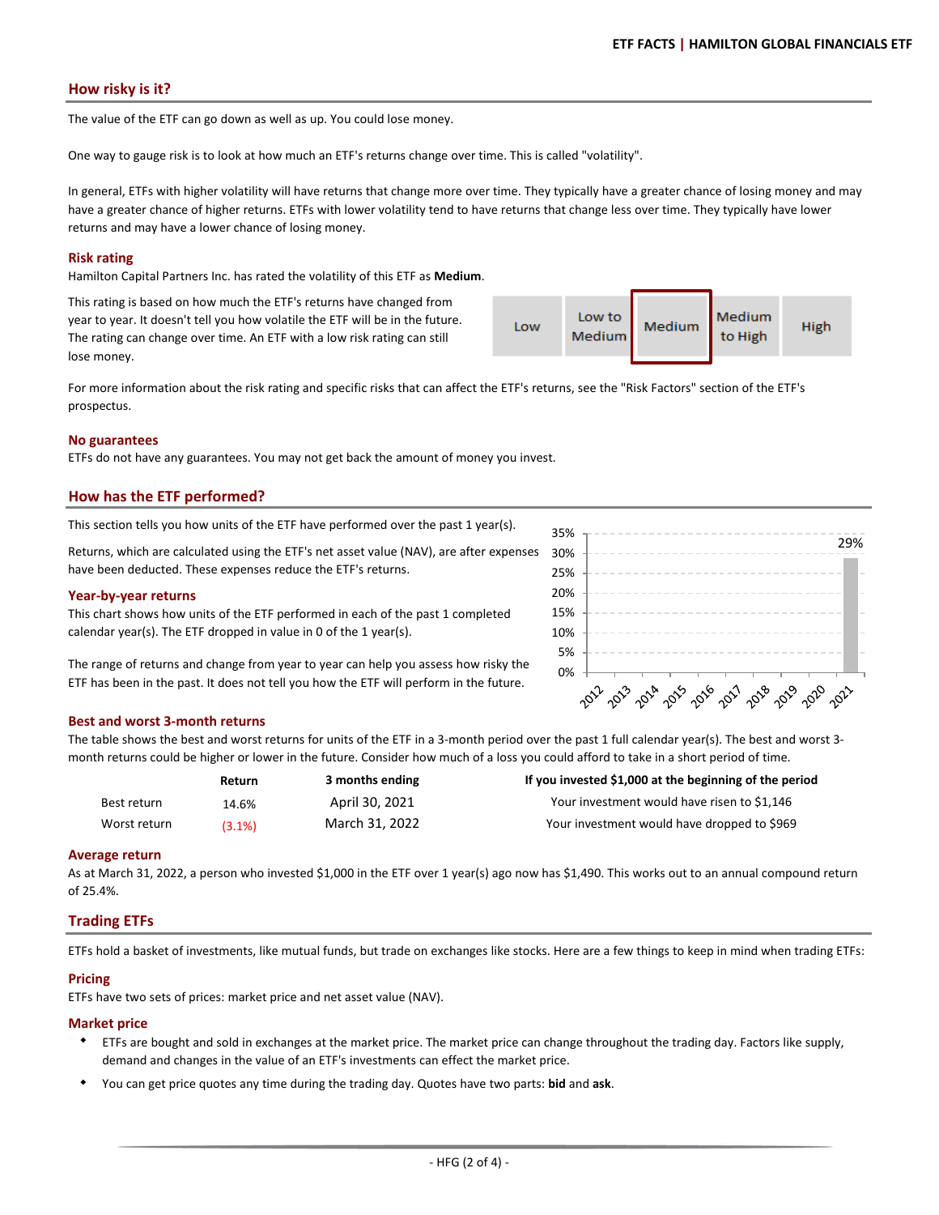## How risky is it?

The value of the ETF can go down as well as up. You could lose money.

One way to gauge risk is to look at how much an ETF's returns change over time. This is called "volatility".

In general, ETFs with higher volatility will have returns that change more over time. They typically have a greater chance of losing money and may have a greater chance of higher returns. ETFs with lower volatility tend to have returns that change less over time. They typically have lower returns and may have a lower chance of losing money.

### Risk rating

Hamilton Capital Partners Inc. has rated the volatility of this ETF as **Medium**.

This rating is based on how much the ETF's returns have changed from year to year. It doesn't tell you how volatile the ETF will be in the future. The rating can change over time. An ETF with a low risk rating can still lose money.

| Low | Low to Medium | **Medium** | Medium to High | High |
|---|---|---|---|---|

For more information about the risk rating and specific risks that can affect the ETF's returns, see the "Risk Factors" section of the ETF's prospectus.

### No guarantees

ETFs do not have any guarantees. You may not get back the amount of money you invest.

## How has the ETF performed?

This section tells you how units of the ETF have performed over the past 1 year(s).

Returns, which are calculated using the ETF's net asset value (NAV), are after expenses have been deducted. These expenses reduce the ETF's returns.

### Year-by-year returns

This chart shows how units of the ETF performed in each of the past 1 completed calendar year(s). The ETF dropped in value in 0 of the 1 year(s).

The range of returns and change from year to year can help you assess how risky the ETF has been in the past. It does not tell you how the ETF will perform in the future.

| Year | 2012 | 2013 | 2014 | 2015 | 2016 | 2017 | 2018 | 2019 | 2020 | 2021 |
|---|---|---|---|---|---|---|---|---|---|---|
| Return | | | | | | | | | | 29% |

### Best and worst 3-month returns

The table shows the best and worst returns for units of the ETF in a 3-month period over the past 1 full calendar year(s). The best and worst 3-month returns could be higher or lower in the future. Consider how much of a loss you could afford to take in a short period of time.

| | Return | 3 months ending | If you invested $1,000 at the beginning of the period |
|---|---|---|---|
| Best return | 14.6% | April 30, 2021 | Your investment would have risen to $1,146 |
| Worst return | (3.1%) | March 31, 2022 | Your investment would have dropped to $969 |

### Average return

As at March 31, 2022, a person who invested $1,000 in the ETF over 1 year(s) ago now has $1,490. This works out to an annual compound return of 25.4%.

## Trading ETFs

ETFs hold a basket of investments, like mutual funds, but trade on exchanges like stocks. Here are a few things to keep in mind when trading ETFs:

### Pricing

ETFs have two sets of prices: market price and net asset value (NAV).

### Market price

- ETFs are bought and sold in exchanges at the market price. The market price can change throughout the trading day. Factors like supply, demand and changes in the value of an ETF's investments can effect the market price.
- You can get price quotes any time during the trading day. Quotes have two parts: **bid** and **ask**.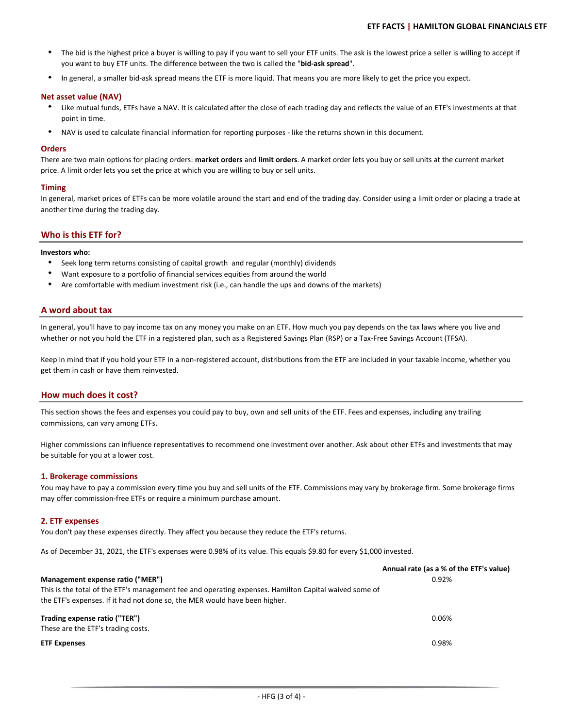- The bid is the highest price a buyer is willing to pay if you want to sell your ETF units. The ask is the lowest price a seller is willing to accept if you want to buy ETF units. The difference between the two is called the "**bid-ask spread**".
- In general, a smaller bid-ask spread means the ETF is more liquid. That means you are more likely to get the price you expect.

### Net asset value (NAV)

- Like mutual funds, ETFs have a NAV. It is calculated after the close of each trading day and reflects the value of an ETF's investments at that point in time.
- NAV is used to calculate financial information for reporting purposes - like the returns shown in this document.

### Orders

There are two main options for placing orders: **market orders** and **limit orders**. A market order lets you buy or sell units at the current market price. A limit order lets you set the price at which you are willing to buy or sell units.

### Timing

In general, market prices of ETFs can be more volatile around the start and end of the trading day. Consider using a limit order or placing a trade at another time during the trading day.

## Who is this ETF for?

**Investors who:**

- Seek long term returns consisting of capital growth and regular (monthly) dividends
- Want exposure to a portfolio of financial services equities from around the world
- Are comfortable with medium investment risk (i.e., can handle the ups and downs of the markets)

## A word about tax

In general, you'll have to pay income tax on any money you make on an ETF. How much you pay depends on the tax laws where you live and whether or not you hold the ETF in a registered plan, such as a Registered Savings Plan (RSP) or a Tax-Free Savings Account (TFSA).

Keep in mind that if you hold your ETF in a non-registered account, distributions from the ETF are included in your taxable income, whether you get them in cash or have them reinvested.

## How much does it cost?

This section shows the fees and expenses you could pay to buy, own and sell units of the ETF. Fees and expenses, including any trailing commissions, can vary among ETFs.

Higher commissions can influence representatives to recommend one investment over another. Ask about other ETFs and investments that may be suitable for you at a lower cost.

### 1. Brokerage commissions

You may have to pay a commission every time you buy and sell units of the ETF. Commissions may vary by brokerage firm. Some brokerage firms may offer commission-free ETFs or require a minimum purchase amount.

### 2. ETF expenses

You don't pay these expenses directly. They affect you because they reduce the ETF's returns.

As of December 31, 2021, the ETF's expenses were 0.98% of its value. This equals $9.80 for every $1,000 invested.

| | Annual rate (as a % of the ETF's value) |
|---|---|
| **Management expense ratio ("MER")**<br>This is the total of the ETF's management fee and operating expenses. Hamilton Capital waived some of the ETF's expenses. If it had not done so, the MER would have been higher. | 0.92% |
| **Trading expense ratio ("TER")**<br>These are the ETF's trading costs. | 0.06% |
| **ETF Expenses** | 0.98% |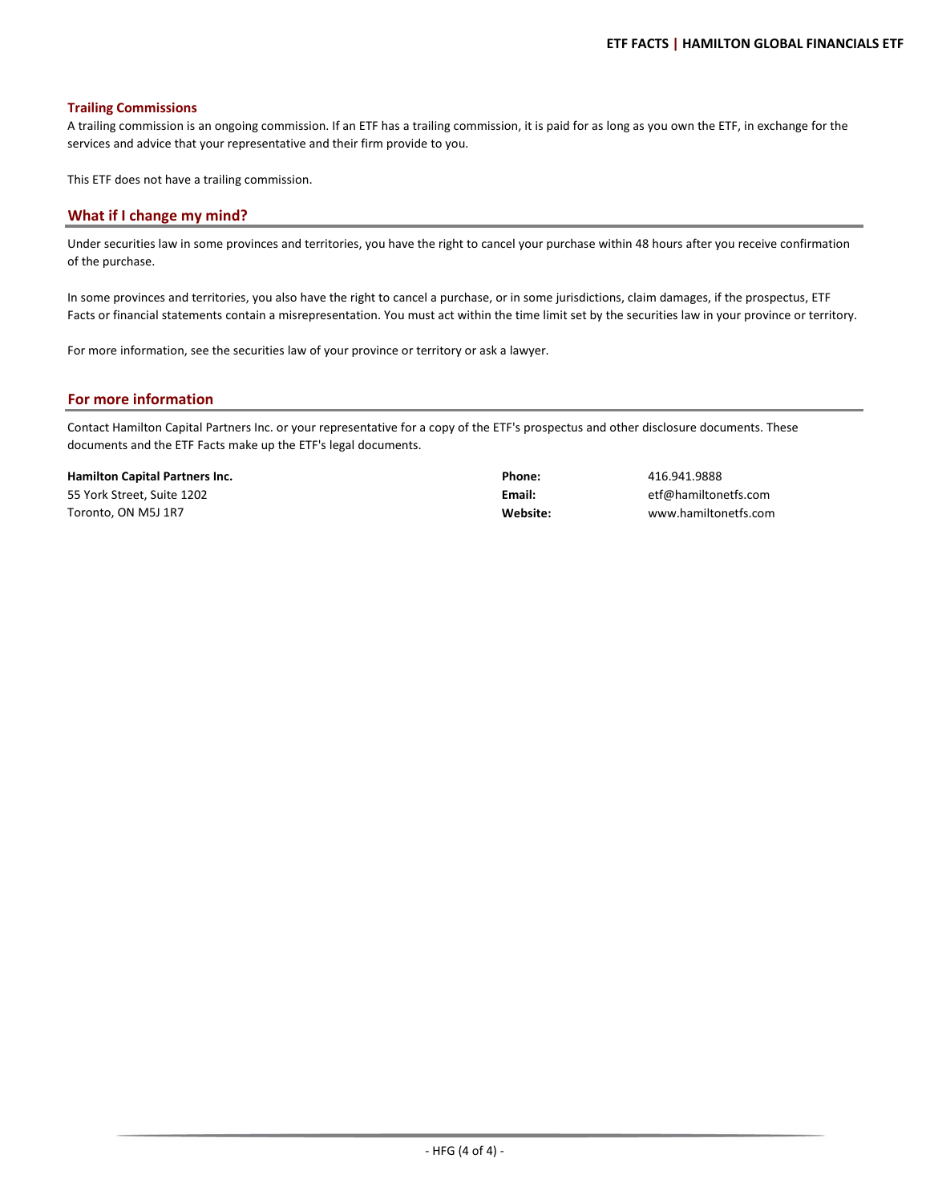### Trailing Commissions

A trailing commission is an ongoing commission. If an ETF has a trailing commission, it is paid for as long as you own the ETF, in exchange for the services and advice that your representative and their firm provide to you.

This ETF does not have a trailing commission.

## What if I change my mind?

Under securities law in some provinces and territories, you have the right to cancel your purchase within 48 hours after you receive confirmation of the purchase.

In some provinces and territories, you also have the right to cancel a purchase, or in some jurisdictions, claim damages, if the prospectus, ETF Facts or financial statements contain a misrepresentation. You must act within the time limit set by the securities law in your province or territory.

For more information, see the securities law of your province or territory or ask a lawyer.

## For more information

Contact Hamilton Capital Partners Inc. or your representative for a copy of the ETF's prospectus and other disclosure documents. These documents and the ETF Facts make up the ETF's legal documents.

**Hamilton Capital Partners Inc.**
55 York Street, Suite 1202
Toronto, ON M5J 1R7

**Phone:** 416.941.9888
**Email:** etf@hamiltonetfs.com
**Website:** www.hamiltonetfs.com